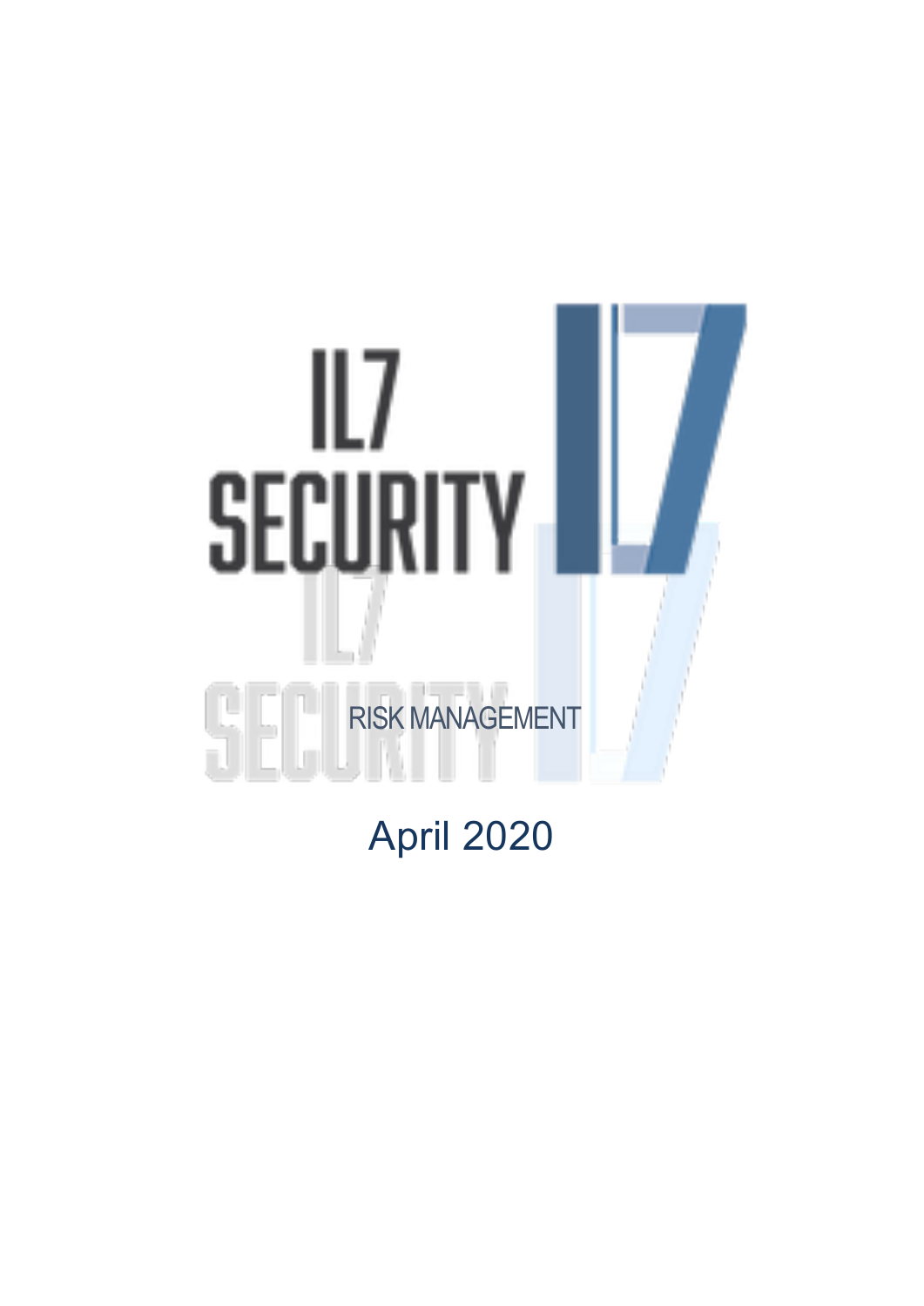# IL7 SECURITY

RISK MANAGEMENT

April 2020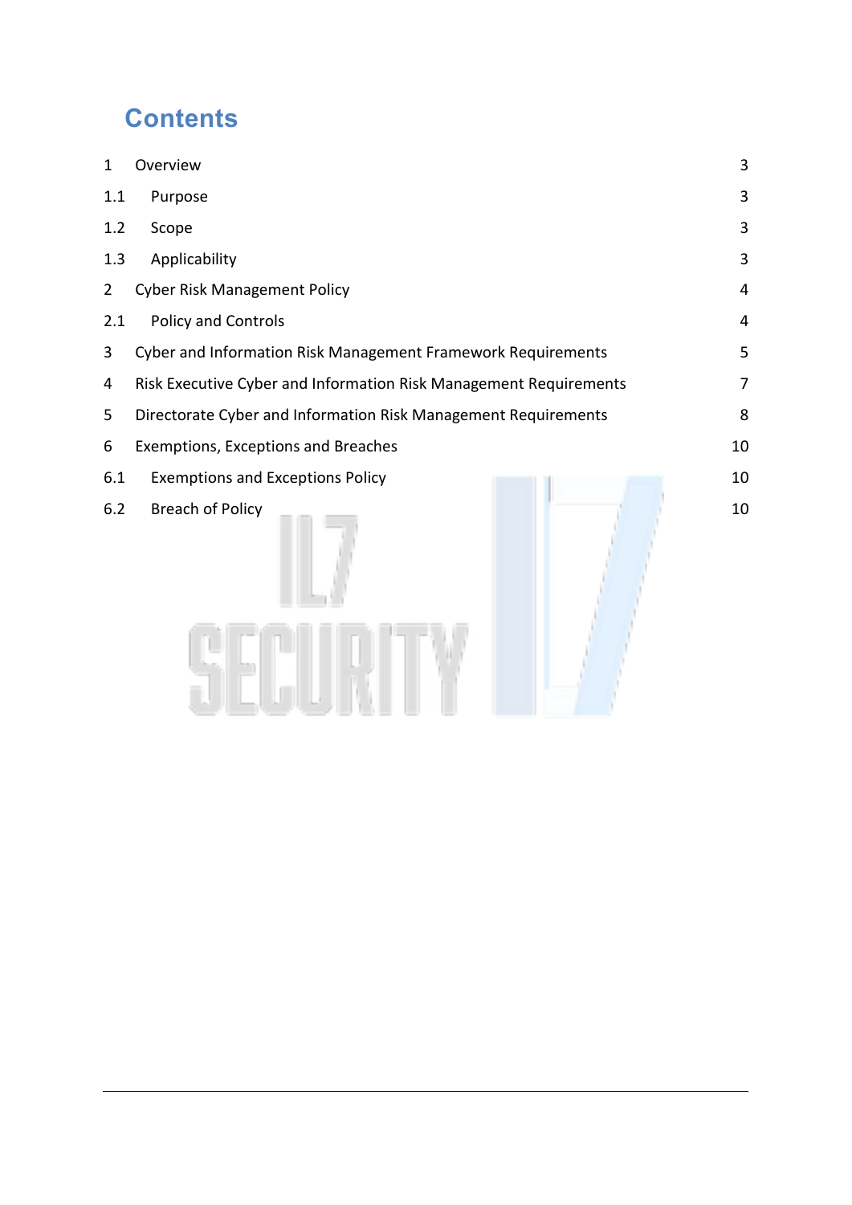# Contents

| | | |
|---|---|---|
| 1 | Overview | 3 |
| 1.1 | Purpose | 3 |
| 1.2 | Scope | 3 |
| 1.3 | Applicability | 3 |
| 2 | Cyber Risk Management Policy | 4 |
| 2.1 | Policy and Controls | 4 |
| 3 | Cyber and Information Risk Management Framework Requirements | 5 |
| 4 | Risk Executive Cyber and Information Risk Management Requirements | 7 |
| 5 | Directorate Cyber and Information Risk Management Requirements | 8 |
| 6 | Exemptions, Exceptions and Breaches | 10 |
| 6.1 | Exemptions and Exceptions Policy | 10 |
| 6.2 | Breach of Policy | 10 |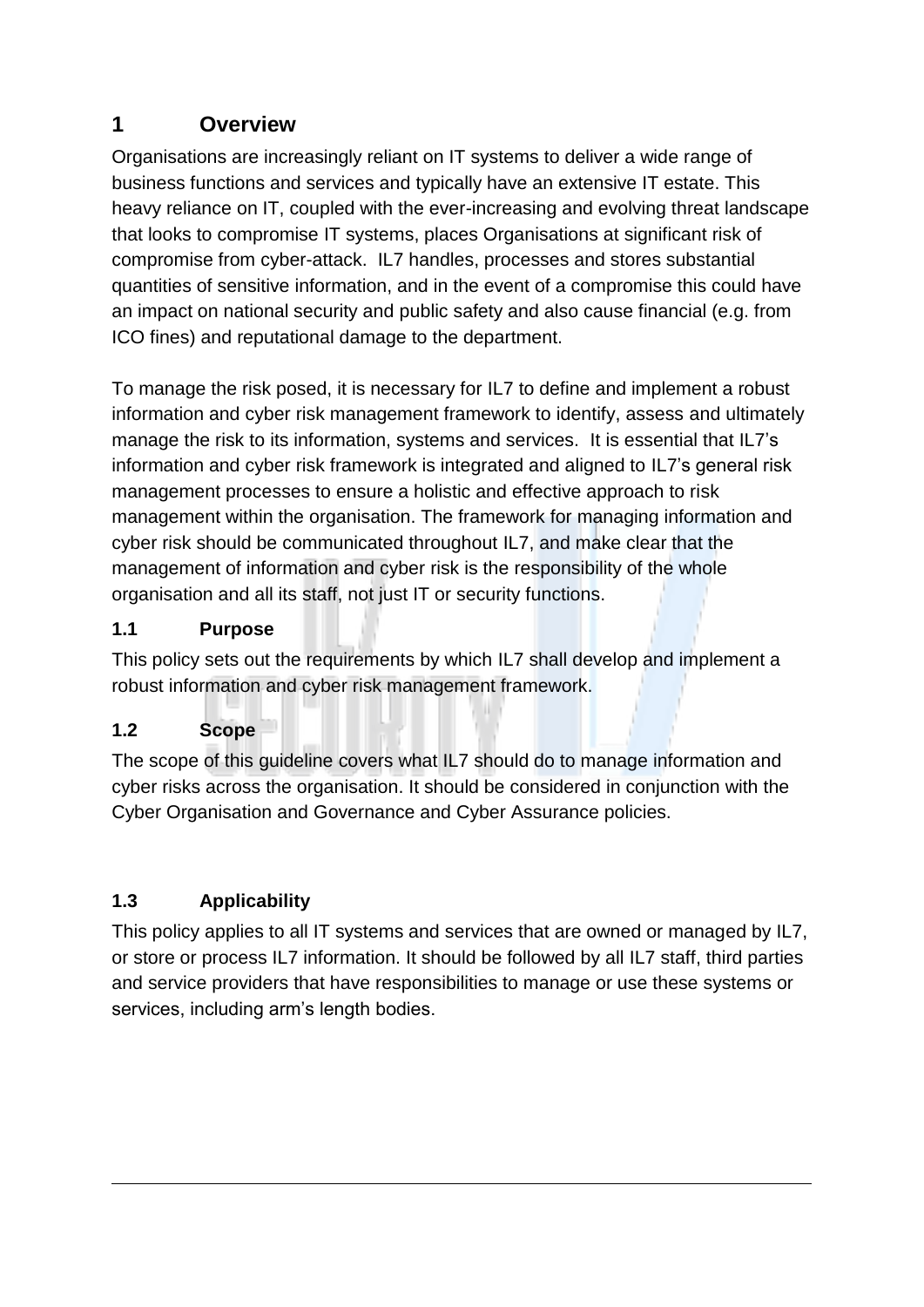# 1 Overview

Organisations are increasingly reliant on IT systems to deliver a wide range of business functions and services and typically have an extensive IT estate. This heavy reliance on IT, coupled with the ever-increasing and evolving threat landscape that looks to compromise IT systems, places Organisations at significant risk of compromise from cyber-attack. IL7 handles, processes and stores substantial quantities of sensitive information, and in the event of a compromise this could have an impact on national security and public safety and also cause financial (e.g. from ICO fines) and reputational damage to the department.

To manage the risk posed, it is necessary for IL7 to define and implement a robust information and cyber risk management framework to identify, assess and ultimately manage the risk to its information, systems and services. It is essential that IL7's information and cyber risk framework is integrated and aligned to IL7's general risk management processes to ensure a holistic and effective approach to risk management within the organisation. The framework for managing information and cyber risk should be communicated throughout IL7, and make clear that the management of information and cyber risk is the responsibility of the whole organisation and all its staff, not just IT or security functions.

## 1.1 Purpose

This policy sets out the requirements by which IL7 shall develop and implement a robust information and cyber risk management framework.

## 1.2 Scope

The scope of this guideline covers what IL7 should do to manage information and cyber risks across the organisation. It should be considered in conjunction with the Cyber Organisation and Governance and Cyber Assurance policies.

## 1.3 Applicability

This policy applies to all IT systems and services that are owned or managed by IL7, or store or process IL7 information. It should be followed by all IL7 staff, third parties and service providers that have responsibilities to manage or use these systems or services, including arm's length bodies.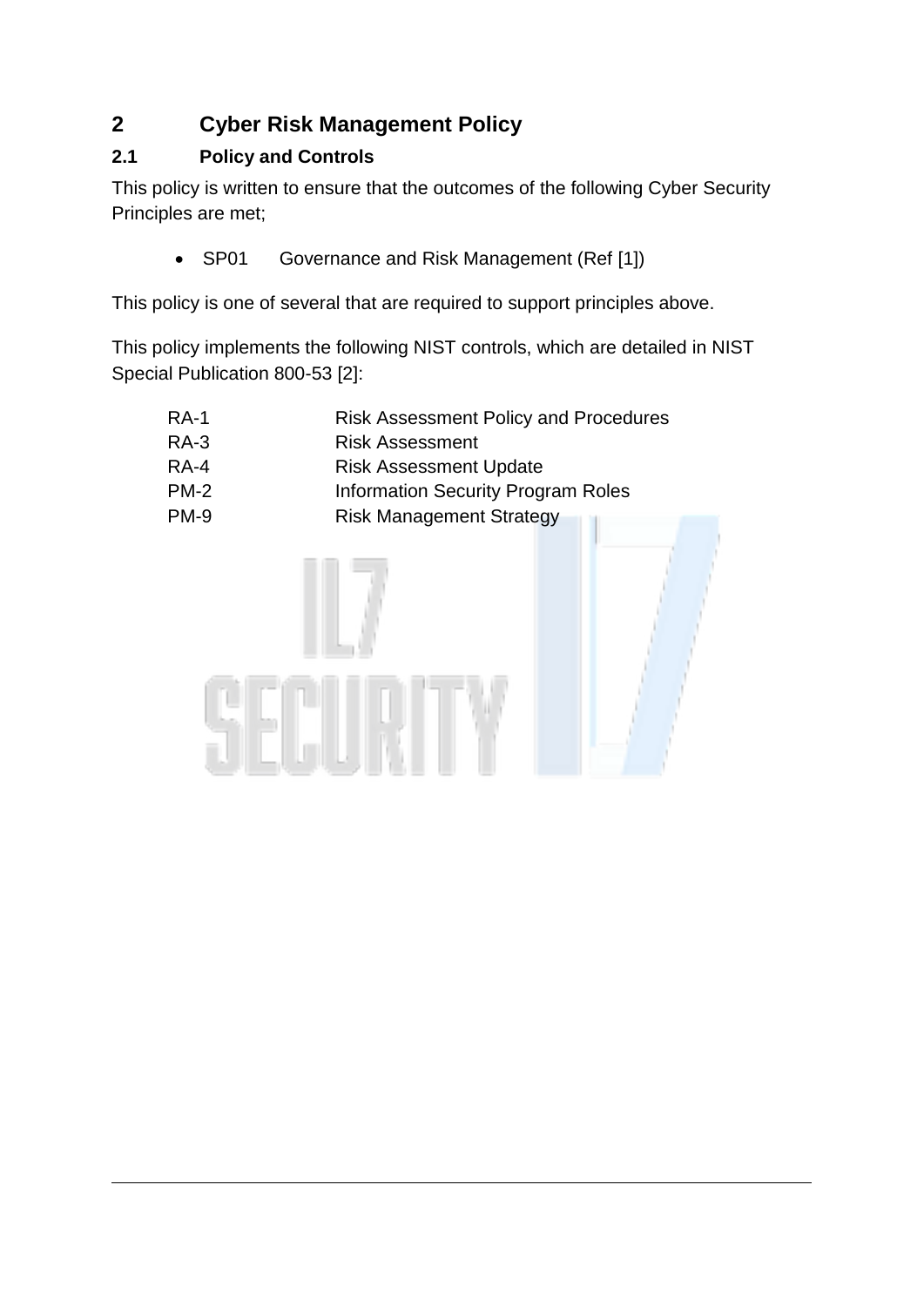# 2 Cyber Risk Management Policy

## 2.1 Policy and Controls

This policy is written to ensure that the outcomes of the following Cyber Security Principles are met;

- SP01 Governance and Risk Management (Ref [1])

This policy is one of several that are required to support principles above.

This policy implements the following NIST controls, which are detailed in NIST Special Publication 800-53 [2]:

| | |
|---|---|
| RA-1 | Risk Assessment Policy and Procedures |
| RA-3 | Risk Assessment |
| RA-4 | Risk Assessment Update |
| PM-2 | Information Security Program Roles |
| PM-9 | Risk Management Strategy |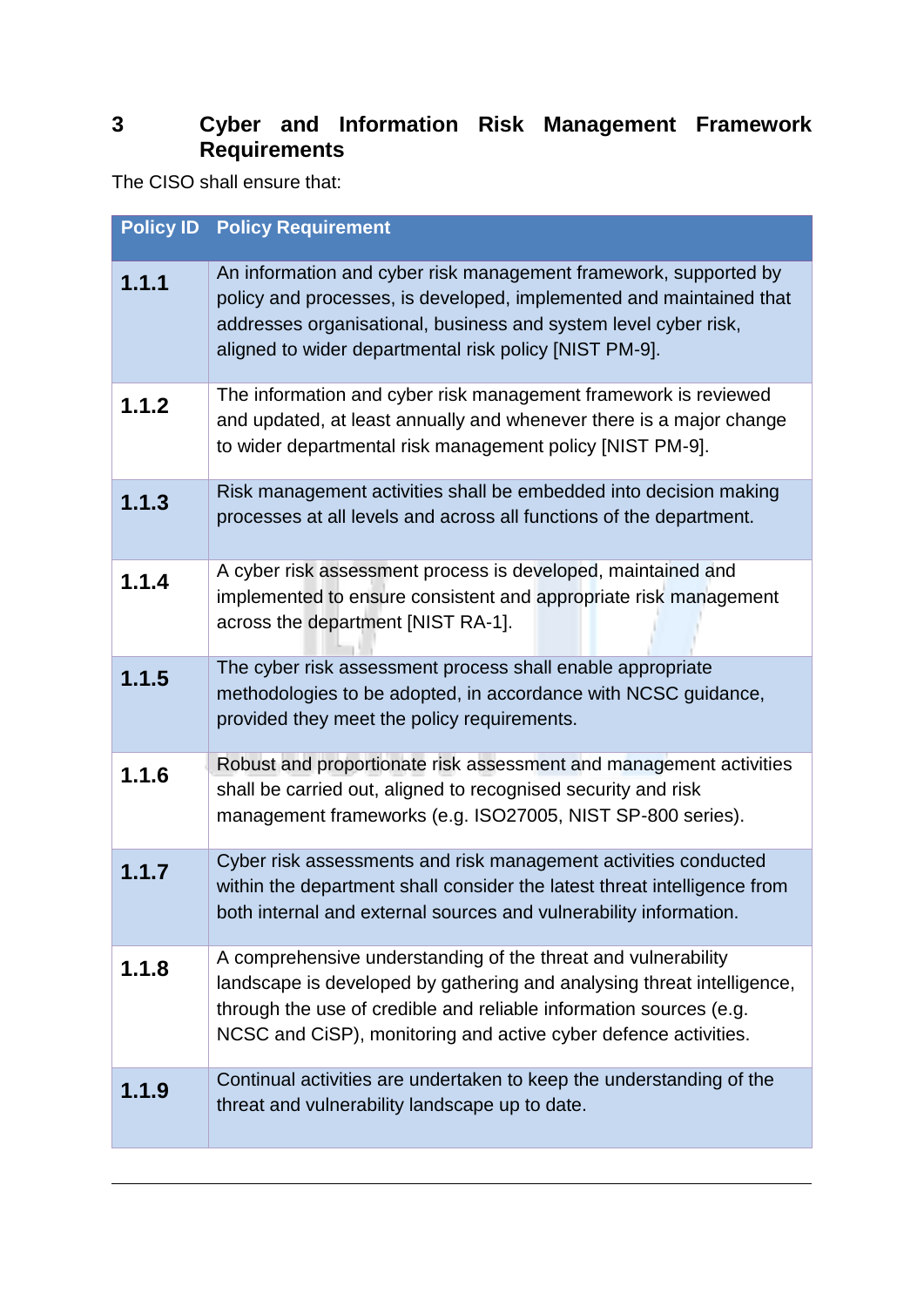# 3 Cyber and Information Risk Management Framework Requirements

The CISO shall ensure that:

| Policy ID | Policy Requirement |
|---|---|
| **1.1.1** | An information and cyber risk management framework, supported by policy and processes, is developed, implemented and maintained that addresses organisational, business and system level cyber risk, aligned to wider departmental risk policy [NIST PM-9]. |
| **1.1.2** | The information and cyber risk management framework is reviewed and updated, at least annually and whenever there is a major change to wider departmental risk management policy [NIST PM-9]. |
| **1.1.3** | Risk management activities shall be embedded into decision making processes at all levels and across all functions of the department. |
| **1.1.4** | A cyber risk assessment process is developed, maintained and implemented to ensure consistent and appropriate risk management across the department [NIST RA-1]. |
| **1.1.5** | The cyber risk assessment process shall enable appropriate methodologies to be adopted, in accordance with NCSC guidance, provided they meet the policy requirements. |
| **1.1.6** | Robust and proportionate risk assessment and management activities shall be carried out, aligned to recognised security and risk management frameworks (e.g. ISO27005, NIST SP-800 series). |
| **1.1.7** | Cyber risk assessments and risk management activities conducted within the department shall consider the latest threat intelligence from both internal and external sources and vulnerability information. |
| **1.1.8** | A comprehensive understanding of the threat and vulnerability landscape is developed by gathering and analysing threat intelligence, through the use of credible and reliable information sources (e.g. NCSC and CiSP), monitoring and active cyber defence activities. |
| **1.1.9** | Continual activities are undertaken to keep the understanding of the threat and vulnerability landscape up to date. |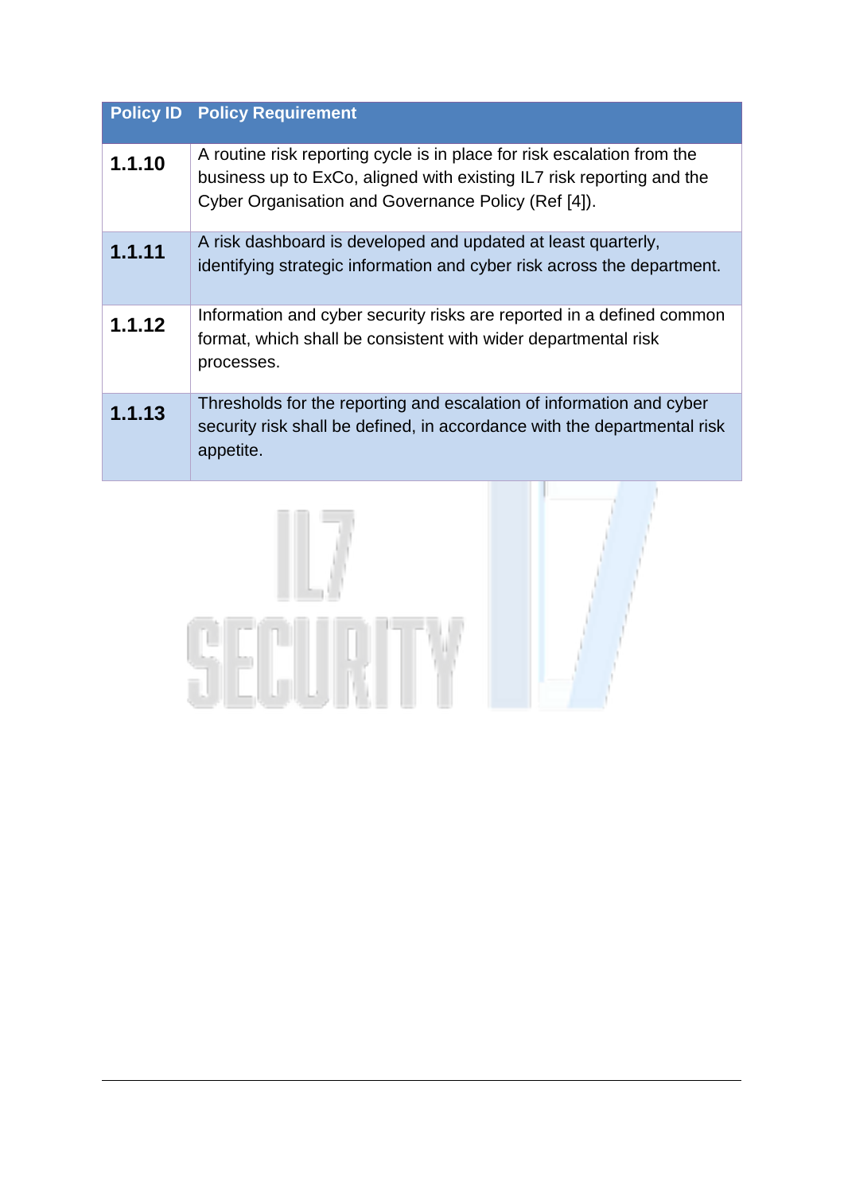| Policy ID | Policy Requirement |
|---|---|
| **1.1.10** | A routine risk reporting cycle is in place for risk escalation from the business up to ExCo, aligned with existing IL7 risk reporting and the Cyber Organisation and Governance Policy (Ref [4]). |
| **1.1.11** | A risk dashboard is developed and updated at least quarterly, identifying strategic information and cyber risk across the department. |
| **1.1.12** | Information and cyber security risks are reported in a defined common format, which shall be consistent with wider departmental risk processes. |
| **1.1.13** | Thresholds for the reporting and escalation of information and cyber security risk shall be defined, in accordance with the departmental risk appetite. |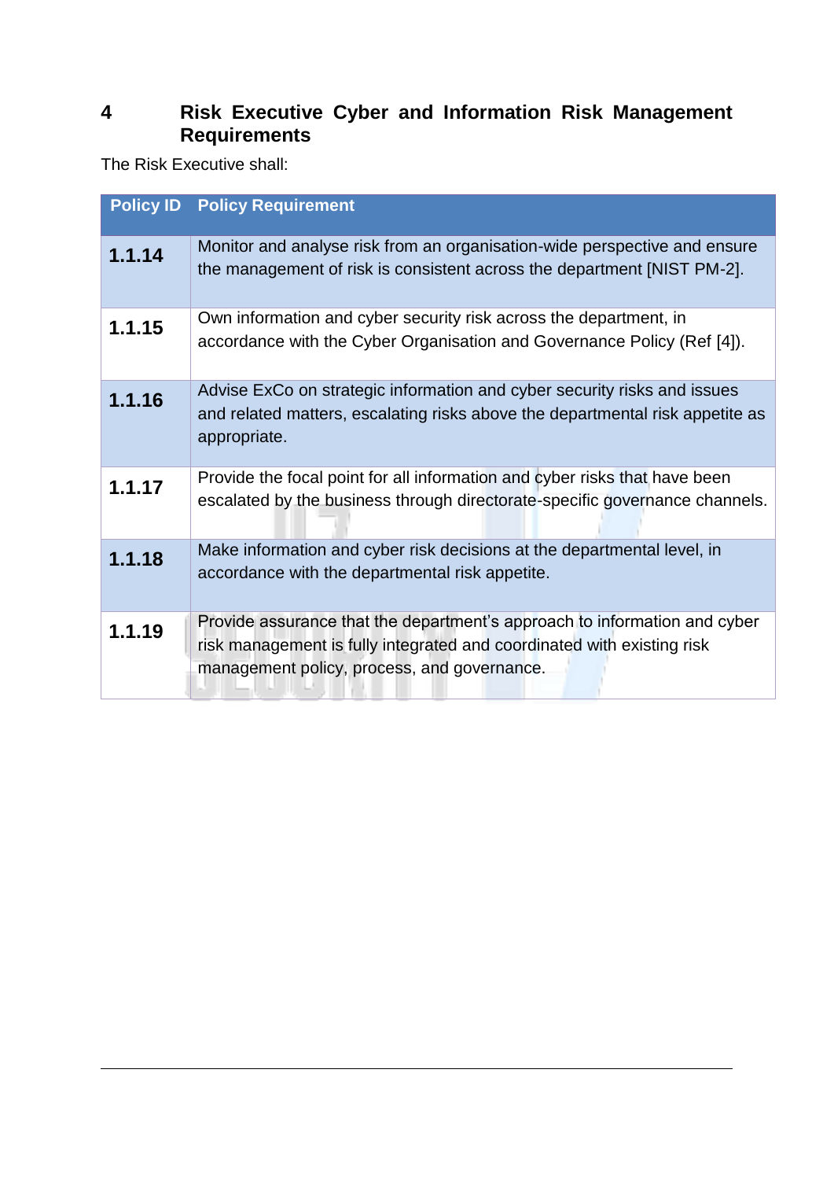# 4 Risk Executive Cyber and Information Risk Management Requirements

The Risk Executive shall:

| Policy ID | Policy Requirement |
|---|---|
| **1.1.14** | Monitor and analyse risk from an organisation-wide perspective and ensure the management of risk is consistent across the department [NIST PM-2]. |
| **1.1.15** | Own information and cyber security risk across the department, in accordance with the Cyber Organisation and Governance Policy (Ref [4]). |
| **1.1.16** | Advise ExCo on strategic information and cyber security risks and issues and related matters, escalating risks above the departmental risk appetite as appropriate. |
| **1.1.17** | Provide the focal point for all information and cyber risks that have been escalated by the business through directorate-specific governance channels. |
| **1.1.18** | Make information and cyber risk decisions at the departmental level, in accordance with the departmental risk appetite. |
| **1.1.19** | Provide assurance that the department's approach to information and cyber risk management is fully integrated and coordinated with existing risk management policy, process, and governance. |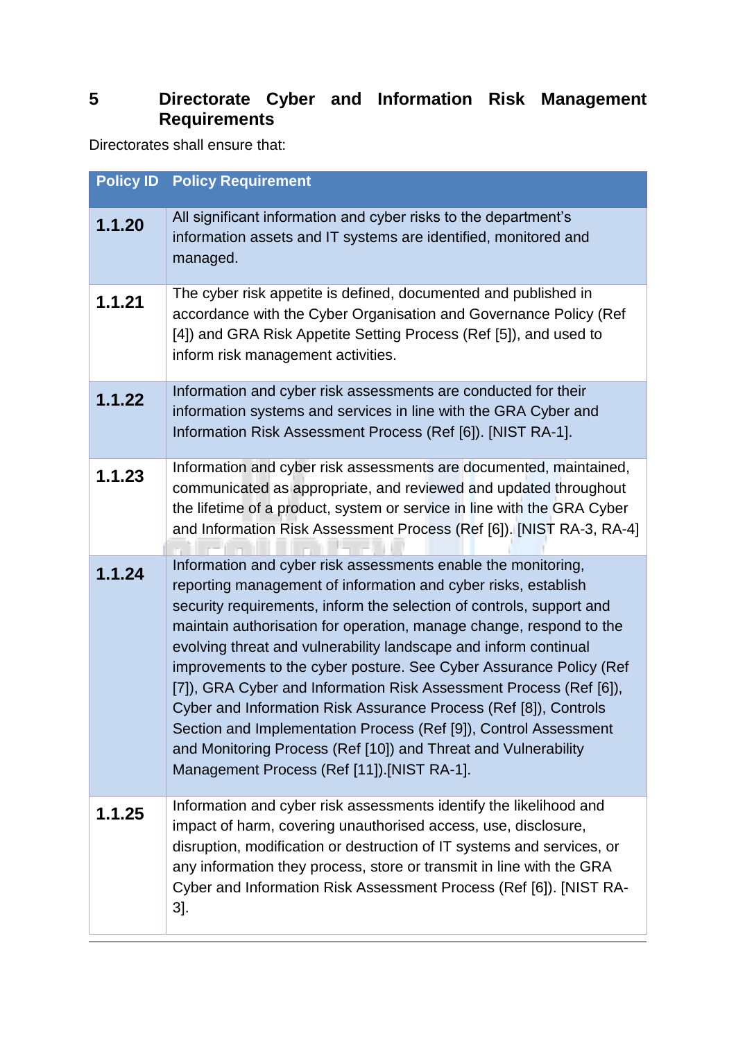# 5 Directorate Cyber and Information Risk Management Requirements

Directorates shall ensure that:

| Policy ID | Policy Requirement |
|---|---|
| **1.1.20** | All significant information and cyber risks to the department's information assets and IT systems are identified, monitored and managed. |
| **1.1.21** | The cyber risk appetite is defined, documented and published in accordance with the Cyber Organisation and Governance Policy (Ref [4]) and GRA Risk Appetite Setting Process (Ref [5]), and used to inform risk management activities. |
| **1.1.22** | Information and cyber risk assessments are conducted for their information systems and services in line with the GRA Cyber and Information Risk Assessment Process (Ref [6]). [NIST RA-1]. |
| **1.1.23** | Information and cyber risk assessments are documented, maintained, communicated as appropriate, and reviewed and updated throughout the lifetime of a product, system or service in line with the GRA Cyber and Information Risk Assessment Process (Ref [6]). [NIST RA-3, RA-4] |
| **1.1.24** | Information and cyber risk assessments enable the monitoring, reporting management of information and cyber risks, establish security requirements, inform the selection of controls, support and maintain authorisation for operation, manage change, respond to the evolving threat and vulnerability landscape and inform continual improvements to the cyber posture. See Cyber Assurance Policy (Ref [7]), GRA Cyber and Information Risk Assessment Process (Ref [6]), Cyber and Information Risk Assurance Process (Ref [8]), Controls Section and Implementation Process (Ref [9]), Control Assessment and Monitoring Process (Ref [10]) and Threat and Vulnerability Management Process (Ref [11]).[NIST RA-1]. |
| **1.1.25** | Information and cyber risk assessments identify the likelihood and impact of harm, covering unauthorised access, use, disclosure, disruption, modification or destruction of IT systems and services, or any information they process, store or transmit in line with the GRA Cyber and Information Risk Assessment Process (Ref [6]). [NIST RA-3]. |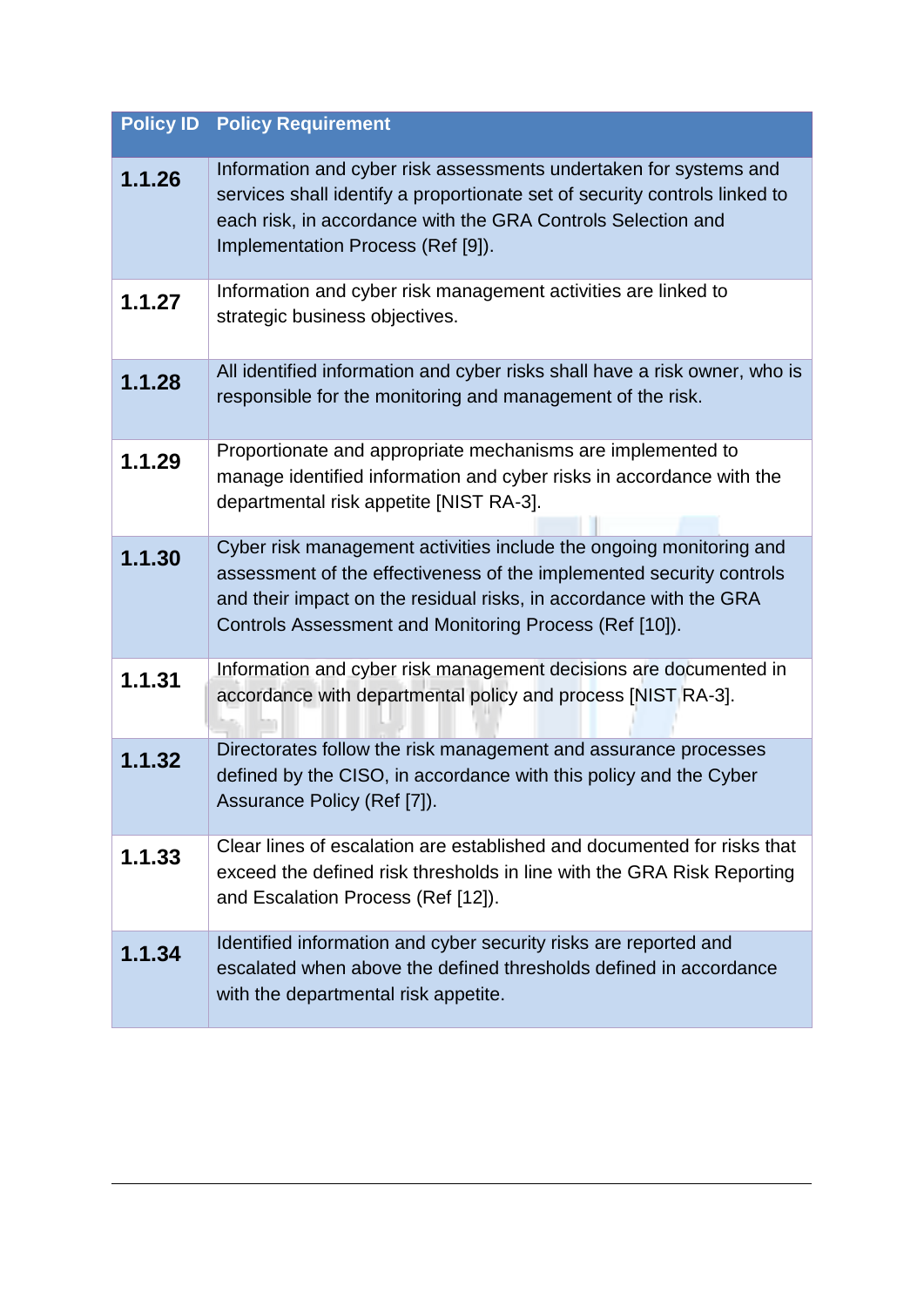| Policy ID | Policy Requirement |
| --- | --- |
| **1.1.26** | Information and cyber risk assessments undertaken for systems and services shall identify a proportionate set of security controls linked to each risk, in accordance with the GRA Controls Selection and Implementation Process (Ref [9]). |
| **1.1.27** | Information and cyber risk management activities are linked to strategic business objectives. |
| **1.1.28** | All identified information and cyber risks shall have a risk owner, who is responsible for the monitoring and management of the risk. |
| **1.1.29** | Proportionate and appropriate mechanisms are implemented to manage identified information and cyber risks in accordance with the departmental risk appetite [NIST RA-3]. |
| **1.1.30** | Cyber risk management activities include the ongoing monitoring and assessment of the effectiveness of the implemented security controls and their impact on the residual risks, in accordance with the GRA Controls Assessment and Monitoring Process (Ref [10]). |
| **1.1.31** | Information and cyber risk management decisions are documented in accordance with departmental policy and process [NIST RA-3]. |
| **1.1.32** | Directorates follow the risk management and assurance processes defined by the CISO, in accordance with this policy and the Cyber Assurance Policy (Ref [7]). |
| **1.1.33** | Clear lines of escalation are established and documented for risks that exceed the defined risk thresholds in line with the GRA Risk Reporting and Escalation Process (Ref [12]). |
| **1.1.34** | Identified information and cyber security risks are reported and escalated when above the defined thresholds defined in accordance with the departmental risk appetite. |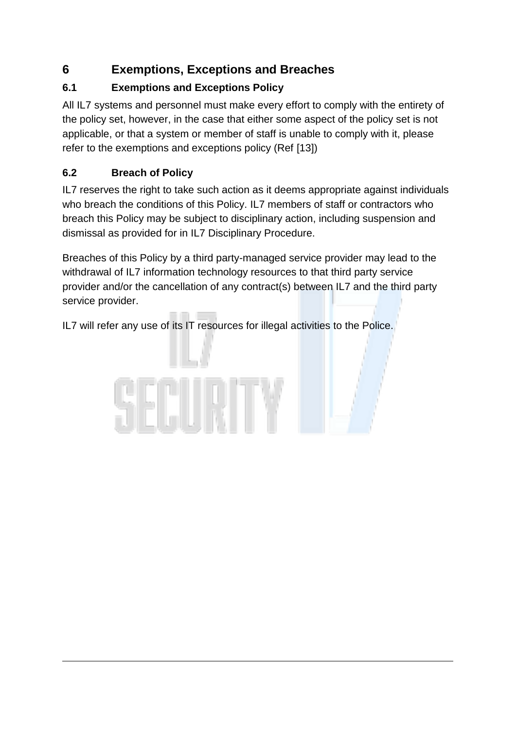# 6 Exemptions, Exceptions and Breaches

## 6.1 Exemptions and Exceptions Policy

All IL7 systems and personnel must make every effort to comply with the entirety of the policy set, however, in the case that either some aspect of the policy set is not applicable, or that a system or member of staff is unable to comply with it, please refer to the exemptions and exceptions policy (Ref [13])

## 6.2 Breach of Policy

IL7 reserves the right to take such action as it deems appropriate against individuals who breach the conditions of this Policy. IL7 members of staff or contractors who breach this Policy may be subject to disciplinary action, including suspension and dismissal as provided for in IL7 Disciplinary Procedure.

Breaches of this Policy by a third party-managed service provider may lead to the withdrawal of IL7 information technology resources to that third party service provider and/or the cancellation of any contract(s) between IL7 and the third party service provider.

IL7 will refer any use of its IT resources for illegal activities to the Police.